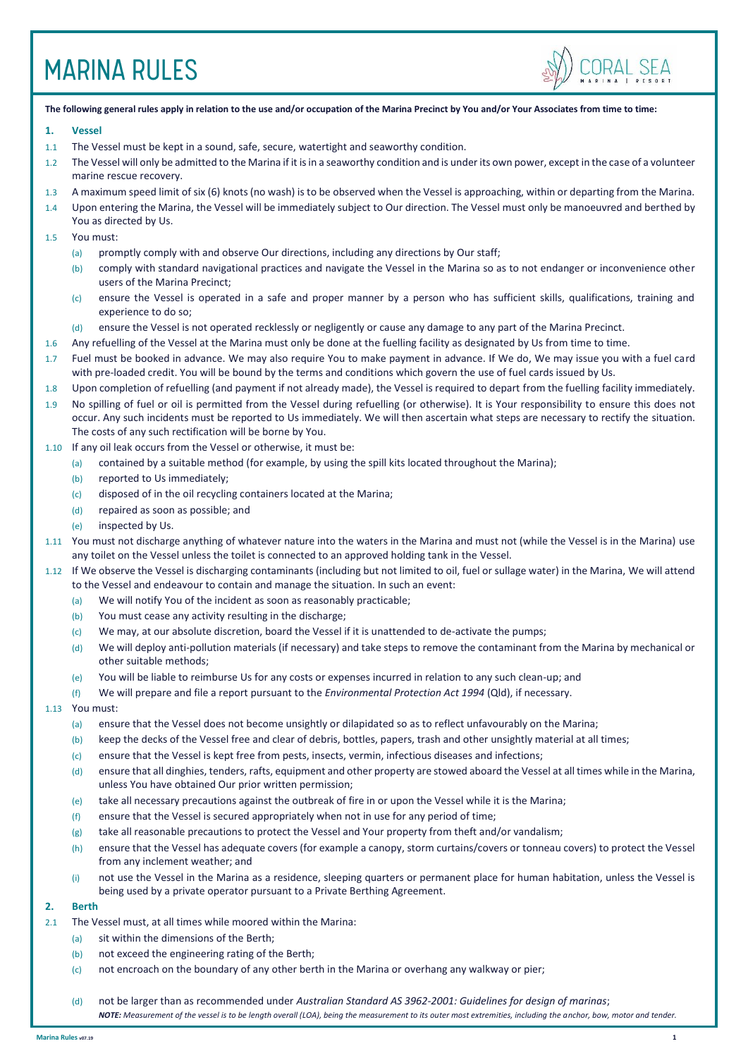# MARINA RULES

**The following general rules apply in relation to the use and/or occupation of the Marina Precinct by You and/or Your Associates from time to time:**

## 1. Vessel

1.1 The Vessel must be kept in a sound, safe, secure, watertight and seaworthy condition.

1.2 The Vessel will only be admitted to the Marina if it is in a seaworthy condition and is under its own power, except in the case of a volunteer marine rescue recovery.

1.3 A maximum speed limit of six (6) knots (no wash) is to be observed when the Vessel is approaching, within or departing from the Marina.

1.4 Upon entering the Marina, the Vessel will be immediately subject to Our direction. The Vessel must only be manoeuvred and berthed by You as directed by Us.

1.5 You must:

- (a) promptly comply with and observe Our directions, including any directions by Our staff;
- (b) comply with standard navigational practices and navigate the Vessel in the Marina so as to not endanger or inconvenience other users of the Marina Precinct;
- (c) ensure the Vessel is operated in a safe and proper manner by a person who has sufficient skills, qualifications, training and experience to do so;
- (d) ensure the Vessel is not operated recklessly or negligently or cause any damage to any part of the Marina Precinct.

1.6 Any refuelling of the Vessel at the Marina must only be done at the fuelling facility as designated by Us from time to time.

1.7 Fuel must be booked in advance. We may also require You to make payment in advance. If We do, We may issue you with a fuel card with pre-loaded credit. You will be bound by the terms and conditions which govern the use of fuel cards issued by Us.

1.8 Upon completion of refuelling (and payment if not already made), the Vessel is required to depart from the fuelling facility immediately.

1.9 No spilling of fuel or oil is permitted from the Vessel during refuelling (or otherwise). It is Your responsibility to ensure this does not occur. Any such incidents must be reported to Us immediately. We will then ascertain what steps are necessary to rectify the situation. The costs of any such rectification will be borne by You.

1.10 If any oil leak occurs from the Vessel or otherwise, it must be:

- (a) contained by a suitable method (for example, by using the spill kits located throughout the Marina);
- (b) reported to Us immediately;
- (c) disposed of in the oil recycling containers located at the Marina;
- (d) repaired as soon as possible; and
- (e) inspected by Us.

1.11 You must not discharge anything of whatever nature into the waters in the Marina and must not (while the Vessel is in the Marina) use any toilet on the Vessel unless the toilet is connected to an approved holding tank in the Vessel.

1.12 If We observe the Vessel is discharging contaminants (including but not limited to oil, fuel or sullage water) in the Marina, We will attend to the Vessel and endeavour to contain and manage the situation. In such an event:

- (a) We will notify You of the incident as soon as reasonably practicable;
- (b) You must cease any activity resulting in the discharge;
- (c) We may, at our absolute discretion, board the Vessel if it is unattended to de-activate the pumps;
- (d) We will deploy anti-pollution materials (if necessary) and take steps to remove the contaminant from the Marina by mechanical or other suitable methods;
- (e) You will be liable to reimburse Us for any costs or expenses incurred in relation to any such clean-up; and
- (f) We will prepare and file a report pursuant to the *Environmental Protection Act 1994* (Qld), if necessary.

1.13 You must:

- (a) ensure that the Vessel does not become unsightly or dilapidated so as to reflect unfavourably on the Marina;
- (b) keep the decks of the Vessel free and clear of debris, bottles, papers, trash and other unsightly material at all times;
- (c) ensure that the Vessel is kept free from pests, insects, vermin, infectious diseases and infections;
- (d) ensure that all dinghies, tenders, rafts, equipment and other property are stowed aboard the Vessel at all times while in the Marina, unless You have obtained Our prior written permission;
- (e) take all necessary precautions against the outbreak of fire in or upon the Vessel while it is the Marina;
- (f) ensure that the Vessel is secured appropriately when not in use for any period of time;
- (g) take all reasonable precautions to protect the Vessel and Your property from theft and/or vandalism;
- (h) ensure that the Vessel has adequate covers (for example a canopy, storm curtains/covers or tonneau covers) to protect the Vessel from any inclement weather; and
- (i) not use the Vessel in the Marina as a residence, sleeping quarters or permanent place for human habitation, unless the Vessel is being used by a private operator pursuant to a Private Berthing Agreement.

## 2. Berth

2.1 The Vessel must, at all times while moored within the Marina:

- (a) sit within the dimensions of the Berth;
- (b) not exceed the engineering rating of the Berth;
- (c) not encroach on the boundary of any other berth in the Marina or overhang any walkway or pier;
- (d) not be larger than as recommended under *Australian Standard AS 3962-2001: Guidelines for design of marinas*;

  ***NOTE:*** *Measurement of the vessel is to be length overall (LOA), being the measurement to its outer most extremities, including the anchor, bow, motor and tender.*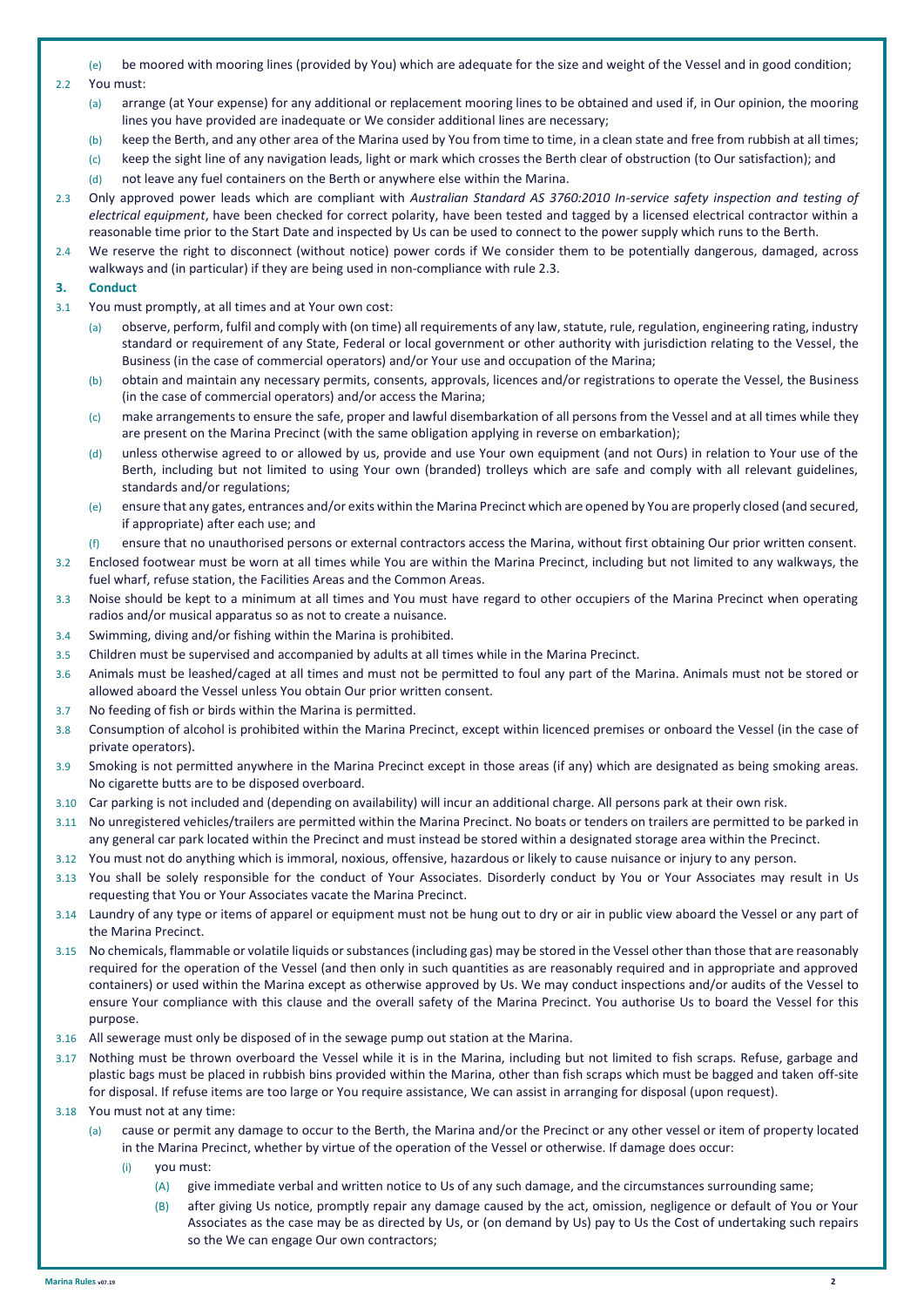(e) be moored with mooring lines (provided by You) which are adequate for the size and weight of the Vessel and in good condition;

2.2 You must:

(a) arrange (at Your expense) for any additional or replacement mooring lines to be obtained and used if, in Our opinion, the mooring lines you have provided are inadequate or We consider additional lines are necessary;

(b) keep the Berth, and any other area of the Marina used by You from time to time, in a clean state and free from rubbish at all times;

(c) keep the sight line of any navigation leads, light or mark which crosses the Berth clear of obstruction (to Our satisfaction); and

(d) not leave any fuel containers on the Berth or anywhere else within the Marina.

2.3 Only approved power leads which are compliant with *Australian Standard AS 3760:2010 In-service safety inspection and testing of electrical equipment*, have been checked for correct polarity, have been tested and tagged by a licensed electrical contractor within a reasonable time prior to the Start Date and inspected by Us can be used to connect to the power supply which runs to the Berth.

2.4 We reserve the right to disconnect (without notice) power cords if We consider them to be potentially dangerous, damaged, across walkways and (in particular) if they are being used in non-compliance with rule 2.3.

## 3. Conduct

3.1 You must promptly, at all times and at Your own cost:

(a) observe, perform, fulfil and comply with (on time) all requirements of any law, statute, rule, regulation, engineering rating, industry standard or requirement of any State, Federal or local government or other authority with jurisdiction relating to the Vessel, the Business (in the case of commercial operators) and/or Your use and occupation of the Marina;

(b) obtain and maintain any necessary permits, consents, approvals, licences and/or registrations to operate the Vessel, the Business (in the case of commercial operators) and/or access the Marina;

(c) make arrangements to ensure the safe, proper and lawful disembarkation of all persons from the Vessel and at all times while they are present on the Marina Precinct (with the same obligation applying in reverse on embarkation);

(d) unless otherwise agreed to or allowed by us, provide and use Your own equipment (and not Ours) in relation to Your use of the Berth, including but not limited to using Your own (branded) trolleys which are safe and comply with all relevant guidelines, standards and/or regulations;

(e) ensure that any gates, entrances and/or exits within the Marina Precinct which are opened by You are properly closed (and secured, if appropriate) after each use; and

(f) ensure that no unauthorised persons or external contractors access the Marina, without first obtaining Our prior written consent.

3.2 Enclosed footwear must be worn at all times while You are within the Marina Precinct, including but not limited to any walkways, the fuel wharf, refuse station, the Facilities Areas and the Common Areas.

3.3 Noise should be kept to a minimum at all times and You must have regard to other occupiers of the Marina Precinct when operating radios and/or musical apparatus so as not to create a nuisance.

3.4 Swimming, diving and/or fishing within the Marina is prohibited.

3.5 Children must be supervised and accompanied by adults at all times while in the Marina Precinct.

3.6 Animals must be leashed/caged at all times and must not be permitted to foul any part of the Marina. Animals must not be stored or allowed aboard the Vessel unless You obtain Our prior written consent.

3.7 No feeding of fish or birds within the Marina is permitted.

3.8 Consumption of alcohol is prohibited within the Marina Precinct, except within licenced premises or onboard the Vessel (in the case of private operators).

3.9 Smoking is not permitted anywhere in the Marina Precinct except in those areas (if any) which are designated as being smoking areas. No cigarette butts are to be disposed overboard.

3.10 Car parking is not included and (depending on availability) will incur an additional charge. All persons park at their own risk.

3.11 No unregistered vehicles/trailers are permitted within the Marina Precinct. No boats or tenders on trailers are permitted to be parked in any general car park located within the Precinct and must instead be stored within a designated storage area within the Precinct.

3.12 You must not do anything which is immoral, noxious, offensive, hazardous or likely to cause nuisance or injury to any person.

3.13 You shall be solely responsible for the conduct of Your Associates. Disorderly conduct by You or Your Associates may result in Us requesting that You or Your Associates vacate the Marina Precinct.

3.14 Laundry of any type or items of apparel or equipment must not be hung out to dry or air in public view aboard the Vessel or any part of the Marina Precinct.

3.15 No chemicals, flammable or volatile liquids or substances (including gas) may be stored in the Vessel other than those that are reasonably required for the operation of the Vessel (and then only in such quantities as are reasonably required and in appropriate and approved containers) or used within the Marina except as otherwise approved by Us. We may conduct inspections and/or audits of the Vessel to ensure Your compliance with this clause and the overall safety of the Marina Precinct. You authorise Us to board the Vessel for this purpose.

3.16 All sewerage must only be disposed of in the sewage pump out station at the Marina.

3.17 Nothing must be thrown overboard the Vessel while it is in the Marina, including but not limited to fish scraps. Refuse, garbage and plastic bags must be placed in rubbish bins provided within the Marina, other than fish scraps which must be bagged and taken off-site for disposal. If refuse items are too large or You require assistance, We can assist in arranging for disposal (upon request).

3.18 You must not at any time:

(a) cause or permit any damage to occur to the Berth, the Marina and/or the Precinct or any other vessel or item of property located in the Marina Precinct, whether by virtue of the operation of the Vessel or otherwise. If damage does occur:

(i) you must:

(A) give immediate verbal and written notice to Us of any such damage, and the circumstances surrounding same;

(B) after giving Us notice, promptly repair any damage caused by the act, omission, negligence or default of You or Your Associates as the case may be as directed by Us, or (on demand by Us) pay to Us the Cost of undertaking such repairs so the We can engage Our own contractors;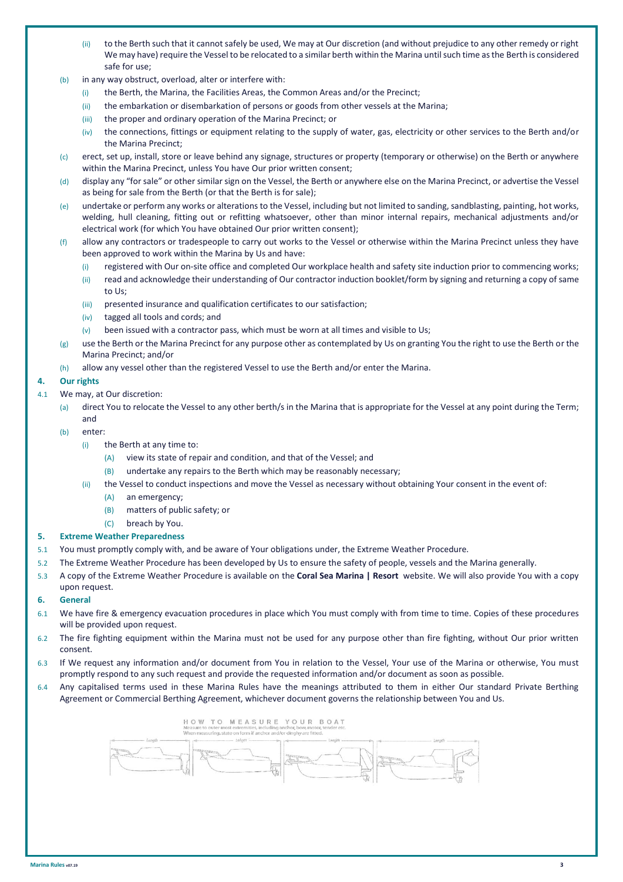(ii) to the Berth such that it cannot safely be used, We may at Our discretion (and without prejudice to any other remedy or right We may have) require the Vessel to be relocated to a similar berth within the Marina until such time as the Berth is considered safe for use;

(b) in any way obstruct, overload, alter or interfere with:

(i) the Berth, the Marina, the Facilities Areas, the Common Areas and/or the Precinct;

(ii) the embarkation or disembarkation of persons or goods from other vessels at the Marina;

(iii) the proper and ordinary operation of the Marina Precinct; or

(iv) the connections, fittings or equipment relating to the supply of water, gas, electricity or other services to the Berth and/or the Marina Precinct;

(c) erect, set up, install, store or leave behind any signage, structures or property (temporary or otherwise) on the Berth or anywhere within the Marina Precinct, unless You have Our prior written consent;

(d) display any "for sale" or other similar sign on the Vessel, the Berth or anywhere else on the Marina Precinct, or advertise the Vessel as being for sale from the Berth (or that the Berth is for sale);

(e) undertake or perform any works or alterations to the Vessel, including but not limited to sanding, sandblasting, painting, hot works, welding, hull cleaning, fitting out or refitting whatsoever, other than minor internal repairs, mechanical adjustments and/or electrical work (for which You have obtained Our prior written consent);

(f) allow any contractors or tradespeople to carry out works to the Vessel or otherwise within the Marina Precinct unless they have been approved to work within the Marina by Us and have:

(i) registered with Our on-site office and completed Our workplace health and safety site induction prior to commencing works;

(ii) read and acknowledge their understanding of Our contractor induction booklet/form by signing and returning a copy of same to Us;

(iii) presented insurance and qualification certificates to our satisfaction;

(iv) tagged all tools and cords; and

(v) been issued with a contractor pass, which must be worn at all times and visible to Us;

(g) use the Berth or the Marina Precinct for any purpose other as contemplated by Us on granting You the right to use the Berth or the Marina Precinct; and/or

(h) allow any vessel other than the registered Vessel to use the Berth and/or enter the Marina.

## 4. Our rights

4.1 We may, at Our discretion:

(a) direct You to relocate the Vessel to any other berth/s in the Marina that is appropriate for the Vessel at any point during the Term; and

(b) enter:

(i) the Berth at any time to:

(A) view its state of repair and condition, and that of the Vessel; and

(B) undertake any repairs to the Berth which may be reasonably necessary;

(ii) the Vessel to conduct inspections and move the Vessel as necessary without obtaining Your consent in the event of:

(A) an emergency;

(B) matters of public safety; or

(C) breach by You.

## 5. Extreme Weather Preparedness

5.1 You must promptly comply with, and be aware of Your obligations under, the Extreme Weather Procedure.

5.2 The Extreme Weather Procedure has been developed by Us to ensure the safety of people, vessels and the Marina generally.

5.3 A copy of the Extreme Weather Procedure is available on the **Coral Sea Marina | Resort** website. We will also provide You with a copy upon request.

## 6. General

6.1 We have fire & emergency evacuation procedures in place which You must comply with from time to time. Copies of these procedures will be provided upon request.

6.2 The fire fighting equipment within the Marina must not be used for any purpose other than fire fighting, without Our prior written consent.

6.3 If We request any information and/or document from You in relation to the Vessel, Your use of the Marina or otherwise, You must promptly respond to any such request and provide the requested information and/or document as soon as possible.

6.4 Any capitalised terms used in these Marina Rules have the meanings attributed to them in either Our standard Private Berthing Agreement or Commercial Berthing Agreement, whichever document governs the relationship between You and Us.

HOW TO MEASURE YOUR BOAT

Measure to outer most extremities, including anchor, bow, motor, tender etc.

When measuring, state on form if anchor and/or dinghy are fitted.

Length

Length

Length

Length